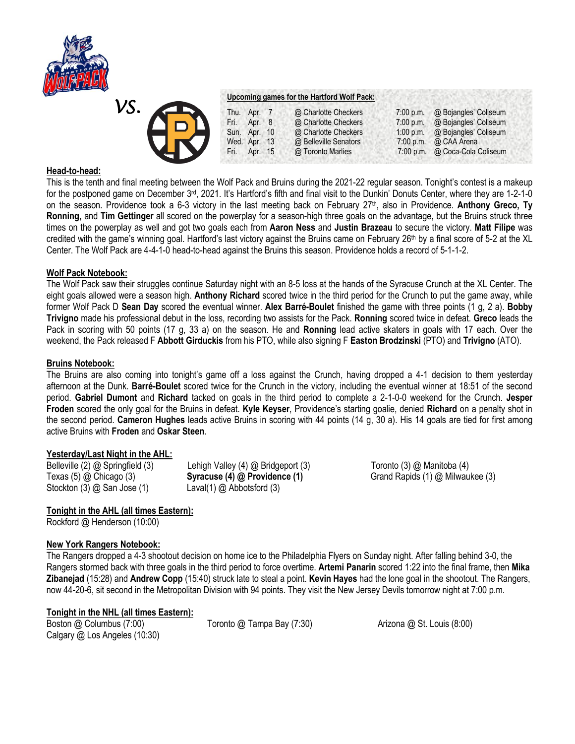vs.

**Upcoming games for the Hartford Wolf Pack:**

| | | | | |
|---|---|---|---|---|
| Thu. | Apr. 7 | @ Charlotte Checkers | 7:00 p.m. | @ Bojangles' Coliseum |
| Fri. | Apr. 8 | @ Charlotte Checkers | 7:00 p.m. | @ Bojangles' Coliseum |
| Sun. | Apr. 10 | @ Charlotte Checkers | 1:00 p.m. | @ Bojangles' Coliseum |
| Wed. | Apr. 13 | @ Belleville Senators | 7:00 p.m. | @ CAA Arena |
| Fri. | Apr. 15 | @ Toronto Marlies | 7:00 p.m. | @ Coca-Cola Coliseum |

## Head-to-head:

This is the tenth and final meeting between the Wolf Pack and Bruins during the 2021-22 regular season. Tonight's contest is a makeup for the postponed game on December 3rd, 2021. It's Hartford's fifth and final visit to the Dunkin' Donuts Center, where they are 1-2-1-0 on the season. Providence took a 6-3 victory in the last meeting back on February 27th, also in Providence. **Anthony Greco, Ty Ronning,** and **Tim Gettinger** all scored on the powerplay for a season-high three goals on the advantage, but the Bruins struck three times on the powerplay as well and got two goals each from **Aaron Ness** and **Justin Brazeau** to secure the victory. **Matt Filipe** was credited with the game's winning goal. Hartford's last victory against the Bruins came on February 26th by a final score of 5-2 at the XL Center. The Wolf Pack are 4-4-1-0 head-to-head against the Bruins this season. Providence holds a record of 5-1-1-2.

## Wolf Pack Notebook:

The Wolf Pack saw their struggles continue Saturday night with an 8-5 loss at the hands of the Syracuse Crunch at the XL Center. The eight goals allowed were a season high. **Anthony Richard** scored twice in the third period for the Crunch to put the game away, while former Wolf Pack D **Sean Day** scored the eventual winner. **Alex Barré-Boulet** finished the game with three points (1 g, 2 a). **Bobby Trivigno** made his professional debut in the loss, recording two assists for the Pack. **Ronning** scored twice in defeat. **Greco** leads the Pack in scoring with 50 points (17 g, 33 a) on the season. He and **Ronning** lead active skaters in goals with 17 each. Over the weekend, the Pack released F **Abbott Girduckis** from his PTO, while also signing F **Easton Brodzinski** (PTO) and **Trivigno** (ATO).

## Bruins Notebook:

The Bruins are also coming into tonight's game off a loss against the Crunch, having dropped a 4-1 decision to them yesterday afternoon at the Dunk. **Barré-Boulet** scored twice for the Crunch in the victory, including the eventual winner at 18:51 of the second period. **Gabriel Dumont** and **Richard** tacked on goals in the third period to complete a 2-1-0-0 weekend for the Crunch. **Jesper Froden** scored the only goal for the Bruins in defeat. **Kyle Keyser**, Providence's starting goalie, denied **Richard** on a penalty shot in the second period. **Cameron Hughes** leads active Bruins in scoring with 44 points (14 g, 30 a). His 14 goals are tied for first among active Bruins with **Froden** and **Oskar Steen**.

## Yesterday/Last Night in the AHL:

Belleville (2) @ Springfield (3)
Lehigh Valley (4) @ Bridgeport (3)
Toronto (3) @ Manitoba (4)
Texas (5) @ Chicago (3)
**Syracuse (4) @ Providence (1)**
Grand Rapids (1) @ Milwaukee (3)
Stockton (3) @ San Jose (1)
Laval(1) @ Abbotsford (3)

## Tonight in the AHL (all times Eastern):

Rockford @ Henderson (10:00)

## New York Rangers Notebook:

The Rangers dropped a 4-3 shootout decision on home ice to the Philadelphia Flyers on Sunday night. After falling behind 3-0, the Rangers stormed back with three goals in the third period to force overtime. **Artemi Panarin** scored 1:22 into the final frame, then **Mika Zibanejad** (15:28) and **Andrew Copp** (15:40) struck late to steal a point. **Kevin Hayes** had the lone goal in the shootout. The Rangers, now 44-20-6, sit second in the Metropolitan Division with 94 points. They visit the New Jersey Devils tomorrow night at 7:00 p.m.

## Tonight in the NHL (all times Eastern):

Boston @ Columbus (7:00)
Toronto @ Tampa Bay (7:30)
Arizona @ St. Louis (8:00)
Calgary @ Los Angeles (10:30)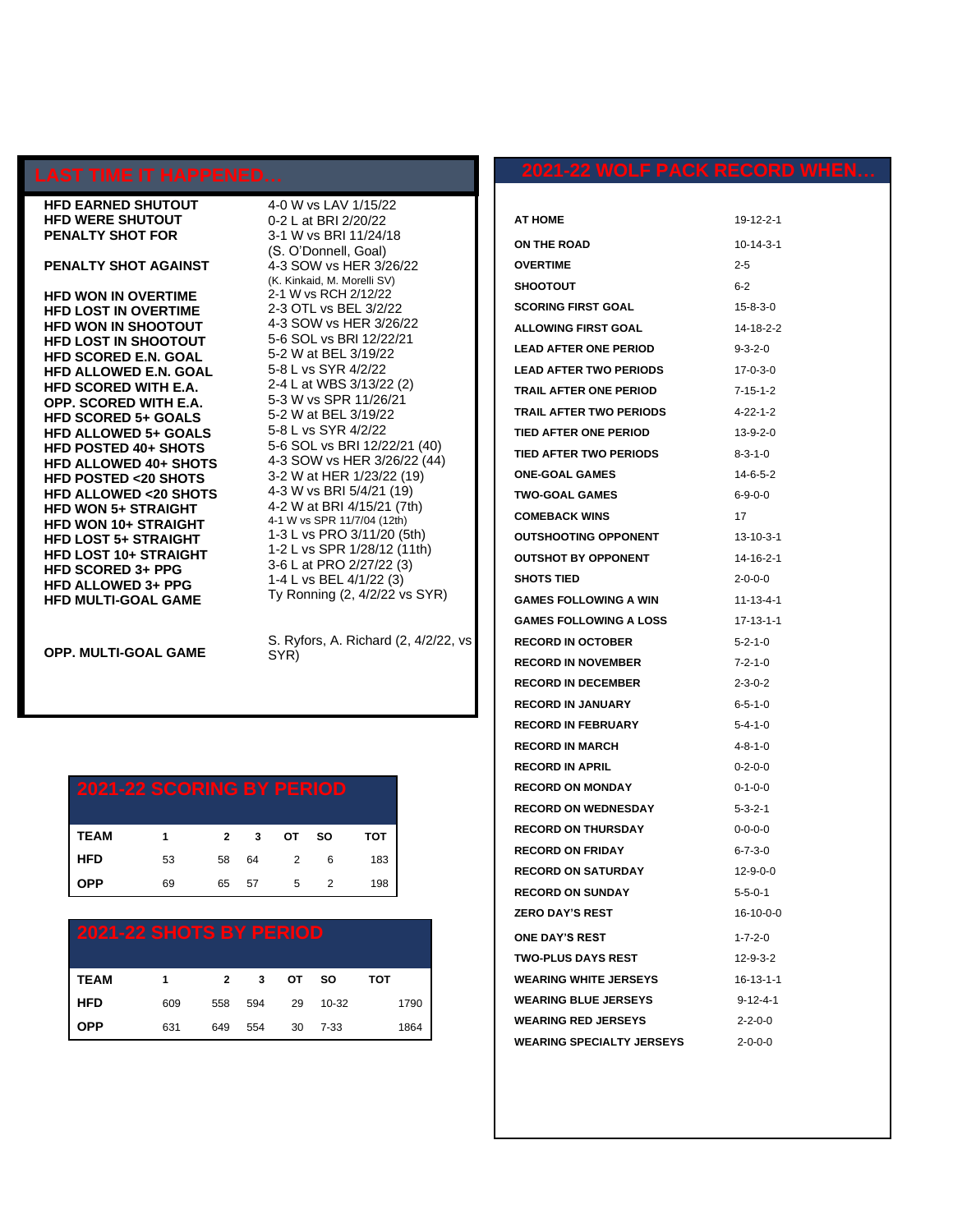## LAST TIME IT HAPPENED…

| | |
|---|---|
| **HFD EARNED SHUTOUT** | 4-0 W vs LAV 1/15/22 |
| **HFD WERE SHUTOUT** | 0-2 L at BRI 2/20/22 |
| **PENALTY SHOT FOR** | 3-1 W vs BRI 11/24/18 (S. O'Donnell, Goal) |
| **PENALTY SHOT AGAINST** | 4-3 SOW vs HER 3/26/22 (K. Kinkaid, M. Morelli SV) |
| **HFD WON IN OVERTIME** | 2-1 W vs RCH 2/12/22 |
| **HFD LOST IN OVERTIME** | 2-3 OTL vs BEL 3/2/22 |
| **HFD WON IN SHOOTOUT** | 4-3 SOW vs HER 3/26/22 |
| **HFD LOST IN SHOOTOUT** | 5-6 SOL vs BRI 12/22/21 |
| **HFD SCORED E.N. GOAL** | 5-2 W at BEL 3/19/22 |
| **HFD ALLOWED E.N. GOAL** | 5-8 L vs SYR 4/2/22 |
| **HFD SCORED WITH E.A.** | 2-4 L at WBS 3/13/22 (2) |
| **OPP. SCORED WITH E.A.** | 5-3 W vs SPR 11/26/21 |
| **HFD SCORED 5+ GOALS** | 5-2 W at BEL 3/19/22 |
| **HFD ALLOWED 5+ GOALS** | 5-8 L vs SYR 4/2/22 |
| **HFD POSTED 40+ SHOTS** | 5-6 SOL vs BRI 12/22/21 (40) |
| **HFD ALLOWED 40+ SHOTS** | 4-3 SOW vs HER 3/26/22 (44) |
| **HFD POSTED <20 SHOTS** | 3-2 W at HER 1/23/22 (19) |
| **HFD ALLOWED <20 SHOTS** | 4-3 W vs BRI 5/4/21 (19) |
| **HFD WON 5+ STRAIGHT** | 4-2 W at BRI 4/15/21 (7th) |
| **HFD WON 10+ STRAIGHT** | 4-1 W vs SPR 11/7/04 (12th) |
| **HFD LOST 5+ STRAIGHT** | 1-3 L vs PRO 3/11/20 (5th) |
| **HFD LOST 10+ STRAIGHT** | 1-2 L vs SPR 1/28/12 (11th) |
| **HFD SCORED 3+ PPG** | 3-6 L at PRO 2/27/22 (3) |
| **HFD ALLOWED 3+ PPG** | 1-4 L vs BEL 4/1/22 (3) |
| **HFD MULTI-GOAL GAME** | Ty Ronning (2, 4/2/22 vs SYR) |
| **OPP. MULTI-GOAL GAME** | S. Ryfors, A. Richard (2, 4/2/22, vs SYR) |

## 2021-22 SCORING BY PERIOD

| TEAM | 1 | 2 | 3 | OT | SO | TOT |
|---|---|---|---|---|---|---|
| HFD | 53 | 58 | 64 | 2 | 6 | 183 |
| OPP | 69 | 65 | 57 | 5 | 2 | 198 |

## 2021-22 SHOTS BY PERIOD

| TEAM | 1 | 2 | 3 | OT | SO | TOT |
|---|---|---|---|---|---|---|
| HFD | 609 | 558 | 594 | 29 | 10-32 | 1790 |
| OPP | 631 | 649 | 554 | 30 | 7-33 | 1864 |

## 2021-22 WOLF PACK RECORD WHEN…

| | |
|---|---|
| **AT HOME** | 19-12-2-1 |
| **ON THE ROAD** | 10-14-3-1 |
| **OVERTIME** | 2-5 |
| **SHOOTOUT** | 6-2 |
| **SCORING FIRST GOAL** | 15-8-3-0 |
| **ALLOWING FIRST GOAL** | 14-18-2-2 |
| **LEAD AFTER ONE PERIOD** | 9-3-2-0 |
| **LEAD AFTER TWO PERIODS** | 17-0-3-0 |
| **TRAIL AFTER ONE PERIOD** | 7-15-1-2 |
| **TRAIL AFTER TWO PERIODS** | 4-22-1-2 |
| **TIED AFTER ONE PERIOD** | 13-9-2-0 |
| **TIED AFTER TWO PERIODS** | 8-3-1-0 |
| **ONE-GOAL GAMES** | 14-6-5-2 |
| **TWO-GOAL GAMES** | 6-9-0-0 |
| **COMEBACK WINS** | 17 |
| **OUTSHOOTING OPPONENT** | 13-10-3-1 |
| **OUTSHOT BY OPPONENT** | 14-16-2-1 |
| **SHOTS TIED** | 2-0-0-0 |
| **GAMES FOLLOWING A WIN** | 11-13-4-1 |
| **GAMES FOLLOWING A LOSS** | 17-13-1-1 |
| **RECORD IN OCTOBER** | 5-2-1-0 |
| **RECORD IN NOVEMBER** | 7-2-1-0 |
| **RECORD IN DECEMBER** | 2-3-0-2 |
| **RECORD IN JANUARY** | 6-5-1-0 |
| **RECORD IN FEBRUARY** | 5-4-1-0 |
| **RECORD IN MARCH** | 4-8-1-0 |
| **RECORD IN APRIL** | 0-2-0-0 |
| **RECORD ON MONDAY** | 0-1-0-0 |
| **RECORD ON WEDNESDAY** | 5-3-2-1 |
| **RECORD ON THURSDAY** | 0-0-0-0 |
| **RECORD ON FRIDAY** | 6-7-3-0 |
| **RECORD ON SATURDAY** | 12-9-0-0 |
| **RECORD ON SUNDAY** | 5-5-0-1 |
| **ZERO DAY'S REST** | 16-10-0-0 |
| **ONE DAY'S REST** | 1-7-2-0 |
| **TWO-PLUS DAYS REST** | 12-9-3-2 |
| **WEARING WHITE JERSEYS** | 16-13-1-1 |
| **WEARING BLUE JERSEYS** | 9-12-4-1 |
| **WEARING RED JERSEYS** | 2-2-0-0 |
| **WEARING SPECIALTY JERSEYS** | 2-0-0-0 |